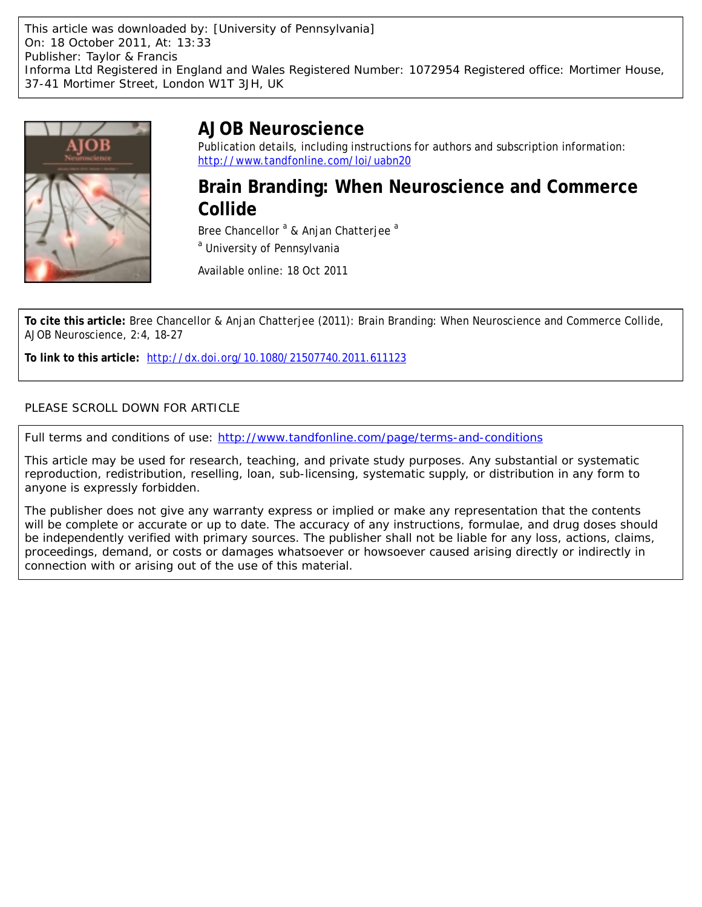This article was downloaded by: [University of Pennsylvania]
On: 18 October 2011, At: 13:33
Publisher: Taylor & Francis
Informa Ltd Registered in England and Wales Registered Number: 1072954 Registered office: Mortimer House, 37-41 Mortimer Street, London W1T 3JH, UK

# AJOB Neuroscience

Publication details, including instructions for authors and subscription information:
http://www.tandfonline.com/loi/uabn20

## Brain Branding: When Neuroscience and Commerce Collide

Bree Chancellor [a] & Anjan Chatterjee [a]

[a] University of Pennsylvania

Available online: 18 Oct 2011

**To cite this article:** Bree Chancellor & Anjan Chatterjee (2011): Brain Branding: When Neuroscience and Commerce Collide, AJOB Neuroscience, 2:4, 18-27

**To link to this article:** http://dx.doi.org/10.1080/21507740.2011.611123

PLEASE SCROLL DOWN FOR ARTICLE

Full terms and conditions of use: http://www.tandfonline.com/page/terms-and-conditions

This article may be used for research, teaching, and private study purposes. Any substantial or systematic reproduction, redistribution, reselling, loan, sub-licensing, systematic supply, or distribution in any form to anyone is expressly forbidden.

The publisher does not give any warranty express or implied or make any representation that the contents will be complete or accurate or up to date. The accuracy of any instructions, formulae, and drug doses should be independently verified with primary sources. The publisher shall not be liable for any loss, actions, claims, proceedings, demand, or costs or damages whatsoever or howsoever caused arising directly or indirectly in connection with or arising out of the use of this material.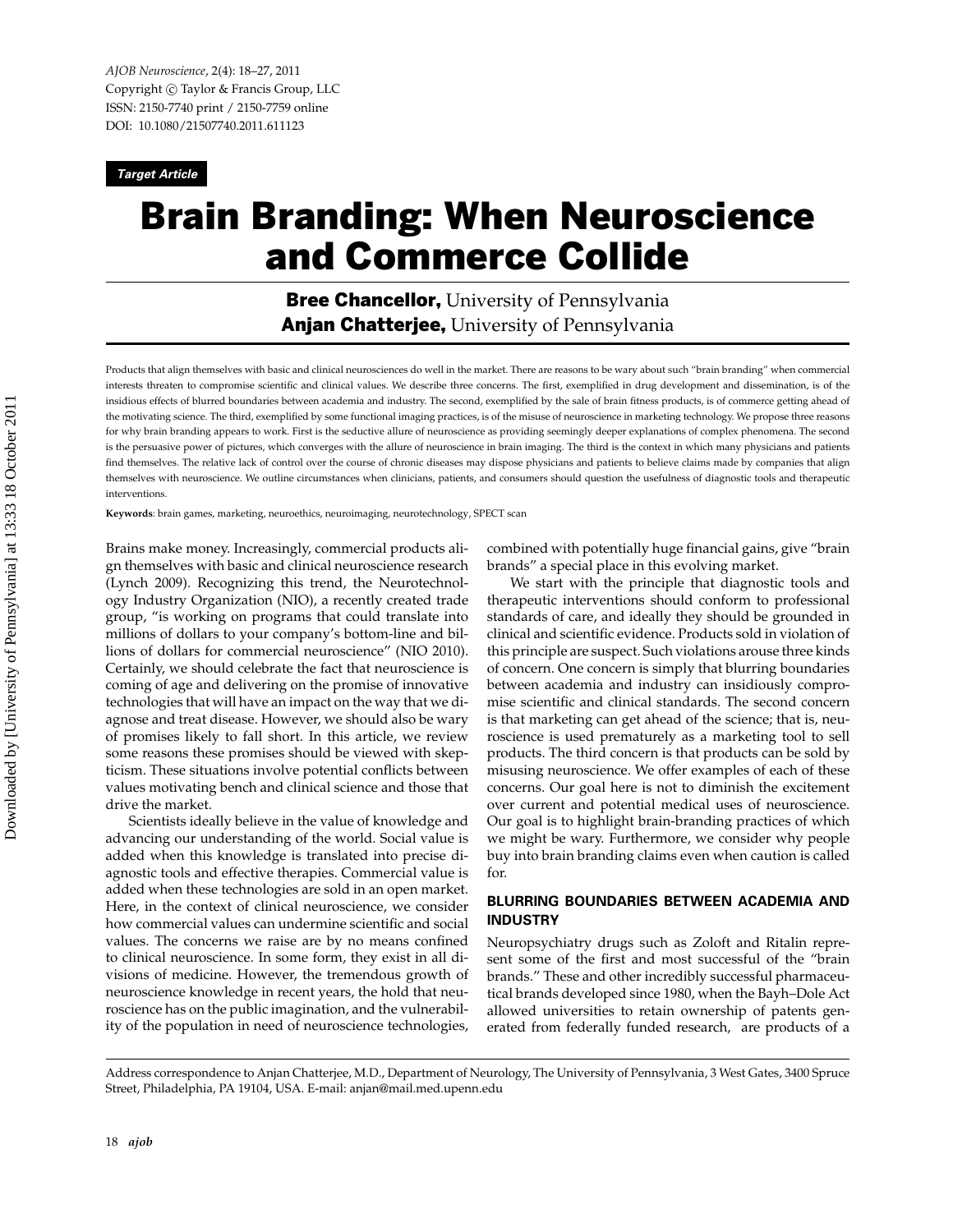*Target Article*

# Brain Branding: When Neuroscience and Commerce Collide

**Bree Chancellor,** University of Pennsylvania
**Anjan Chatterjee,** University of Pennsylvania

Products that align themselves with basic and clinical neurosciences do well in the market. There are reasons to be wary about such "brain branding" when commercial interests threaten to compromise scientific and clinical values. We describe three concerns. The first, exemplified in drug development and dissemination, is of the insidious effects of blurred boundaries between academia and industry. The second, exemplified by the sale of brain fitness products, is of commerce getting ahead of the motivating science. The third, exemplified by some functional imaging practices, is of the misuse of neuroscience in marketing technology. We propose three reasons for why brain branding appears to work. First is the seductive allure of neuroscience as providing seemingly deeper explanations of complex phenomena. The second is the persuasive power of pictures, which converges with the allure of neuroscience in brain imaging. The third is the context in which many physicians and patients find themselves. The relative lack of control over the course of chronic diseases may dispose physicians and patients to believe claims made by companies that align themselves with neuroscience. We outline circumstances when clinicians, patients, and consumers should question the usefulness of diagnostic tools and therapeutic interventions.

**Keywords**: brain games, marketing, neuroethics, neuroimaging, neurotechnology, SPECT scan

Brains make money. Increasingly, commercial products align themselves with basic and clinical neuroscience research (Lynch 2009). Recognizing this trend, the Neurotechnology Industry Organization (NIO), a recently created trade group, "is working on programs that could translate into millions of dollars to your company's bottom-line and billions of dollars for commercial neuroscience" (NIO 2010). Certainly, we should celebrate the fact that neuroscience is coming of age and delivering on the promise of innovative technologies that will have an impact on the way that we diagnose and treat disease. However, we should also be wary of promises likely to fall short. In this article, we review some reasons these promises should be viewed with skepticism. These situations involve potential conflicts between values motivating bench and clinical science and those that drive the market.

Scientists ideally believe in the value of knowledge and advancing our understanding of the world. Social value is added when this knowledge is translated into precise diagnostic tools and effective therapies. Commercial value is added when these technologies are sold in an open market. Here, in the context of clinical neuroscience, we consider how commercial values can undermine scientific and social values. The concerns we raise are by no means confined to clinical neuroscience. In some form, they exist in all divisions of medicine. However, the tremendous growth of neuroscience knowledge in recent years, the hold that neuroscience has on the public imagination, and the vulnerability of the population in need of neuroscience technologies, combined with potentially huge financial gains, give "brain brands" a special place in this evolving market.

We start with the principle that diagnostic tools and therapeutic interventions should conform to professional standards of care, and ideally they should be grounded in clinical and scientific evidence. Products sold in violation of this principle are suspect. Such violations arouse three kinds of concern. One concern is simply that blurring boundaries between academia and industry can insidiously compromise scientific and clinical standards. The second concern is that marketing can get ahead of the science; that is, neuroscience is used prematurely as a marketing tool to sell products. The third concern is that products can be sold by misusing neuroscience. We offer examples of each of these concerns. Our goal here is not to diminish the excitement over current and potential medical uses of neuroscience. Our goal is to highlight brain-branding practices of which we might be wary. Furthermore, we consider why people buy into brain branding claims even when caution is called for.

## BLURRING BOUNDARIES BETWEEN ACADEMIA AND INDUSTRY

Neuropsychiatry drugs such as Zoloft and Ritalin represent some of the first and most successful of the "brain brands." These and other incredibly successful pharmaceutical brands developed since 1980, when the Bayh–Dole Act allowed universities to retain ownership of patents generated from federally funded research, are products of a

Address correspondence to Anjan Chatterjee, M.D., Department of Neurology, The University of Pennsylvania, 3 West Gates, 3400 Spruce Street, Philadelphia, PA 19104, USA. E-mail: anjan@mail.med.upenn.edu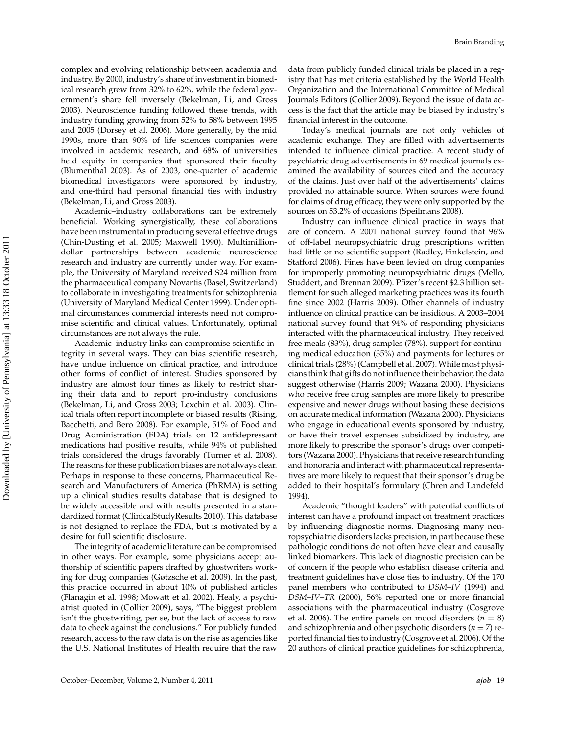complex and evolving relationship between academia and industry. By 2000, industry's share of investment in biomedical research grew from 32% to 62%, while the federal government's share fell inversely (Bekelman, Li, and Gross 2003). Neuroscience funding followed these trends, with industry funding growing from 52% to 58% between 1995 and 2005 (Dorsey et al. 2006). More generally, by the mid 1990s, more than 90% of life sciences companies were involved in academic research, and 68% of universities held equity in companies that sponsored their faculty (Blumenthal 2003). As of 2003, one-quarter of academic biomedical investigators were sponsored by industry, and one-third had personal financial ties with industry (Bekelman, Li, and Gross 2003).

Academic–industry collaborations can be extremely beneficial. Working synergistically, these collaborations have been instrumental in producing several effective drugs (Chin-Dusting et al. 2005; Maxwell 1990). Multimillion-dollar partnerships between academic neuroscience research and industry are currently under way. For example, the University of Maryland received $24 million from the pharmaceutical company Novartis (Basel, Switzerland) to collaborate in investigating treatments for schizophrenia (University of Maryland Medical Center 1999). Under optimal circumstances commercial interests need not compromise scientific and clinical values. Unfortunately, optimal circumstances are not always the rule.

Academic–industry links can compromise scientific integrity in several ways. They can bias scientific research, have undue influence on clinical practice, and introduce other forms of conflict of interest. Studies sponsored by industry are almost four times as likely to restrict sharing their data and to report pro-industry conclusions (Bekelman, Li, and Gross 2003; Lexchin et al. 2003). Clinical trials often report incomplete or biased results (Rising, Bacchetti, and Bero 2008). For example, 51% of Food and Drug Administration (FDA) trials on 12 antidepressant medications had positive results, while 94% of published trials considered the drugs favorably (Turner et al. 2008). The reasons for these publication biases are not always clear. Perhaps in response to these concerns, Pharmaceutical Research and Manufacturers of America (PhRMA) is setting up a clinical studies results database that is designed to be widely accessible and with results presented in a standardized format (ClinicalStudyResults 2010). This database is not designed to replace the FDA, but is motivated by a desire for full scientific disclosure.

The integrity of academic literature can be compromised in other ways. For example, some physicians accept authorship of scientific papers drafted by ghostwriters working for drug companies (Gøtzsche et al. 2009). In the past, this practice occurred in about 10% of published articles (Flanagin et al. 1998; Mowatt et al. 2002). Healy, a psychiatrist quoted in (Collier 2009), says, "The biggest problem isn't the ghostwriting, per se, but the lack of access to raw data to check against the conclusions." For publicly funded research, access to the raw data is on the rise as agencies like the U.S. National Institutes of Health require that the raw data from publicly funded clinical trials be placed in a registry that has met criteria established by the World Health Organization and the International Committee of Medical Journals Editors (Collier 2009). Beyond the issue of data access is the fact that the article may be biased by industry's financial interest in the outcome.

Today's medical journals are not only vehicles of academic exchange. They are filled with advertisements intended to influence clinical practice. A recent study of psychiatric drug advertisements in 69 medical journals examined the availability of sources cited and the accuracy of the claims. Just over half of the advertisements' claims provided no attainable source. When sources were found for claims of drug efficacy, they were only supported by the sources on 53.2% of occasions (Speilmans 2008).

Industry can influence clinical practice in ways that are of concern. A 2001 national survey found that 96% of off-label neuropsychiatric drug prescriptions written had little or no scientific support (Radley, Finkelstein, and Stafford 2006). Fines have been levied on drug companies for improperly promoting neuropsychiatric drugs (Mello, Studdert, and Brennan 2009). Pfizer's recent $2.3 billion settlement for such alleged marketing practices was its fourth fine since 2002 (Harris 2009). Other channels of industry influence on clinical practice can be insidious. A 2003–2004 national survey found that 94% of responding physicians interacted with the pharmaceutical industry. They received free meals (83%), drug samples (78%), support for continuing medical education (35%) and payments for lectures or clinical trials (28%) (Campbell et al. 2007). While most physicians think that gifts do not influence their behavior, the data suggest otherwise (Harris 2009; Wazana 2000). Physicians who receive free drug samples are more likely to prescribe expensive and newer drugs without basing these decisions on accurate medical information (Wazana 2000). Physicians who engage in educational events sponsored by industry, or have their travel expenses subsidized by industry, are more likely to prescribe the sponsor's drugs over competitors (Wazana 2000). Physicians that receive research funding and honoraria and interact with pharmaceutical representatives are more likely to request that their sponsor's drug be added to their hospital's formulary (Chren and Landefeld 1994).

Academic "thought leaders" with potential conflicts of interest can have a profound impact on treatment practices by influencing diagnostic norms. Diagnosing many neuropsychiatric disorders lacks precision, in part because these pathologic conditions do not often have clear and causally linked biomarkers. This lack of diagnostic precision can be of concern if the people who establish disease criteria and treatment guidelines have close ties to industry. Of the 170 panel members who contributed to *DSM–IV* (1994) and *DSM–IV–TR* (2000), 56% reported one or more financial associations with the pharmaceutical industry (Cosgrove et al. 2006). The entire panels on mood disorders ($n = 8$) and schizophrenia and other psychotic disorders ($n = 7$) reported financial ties to industry (Cosgrove et al. 2006). Of the 20 authors of clinical practice guidelines for schizophrenia,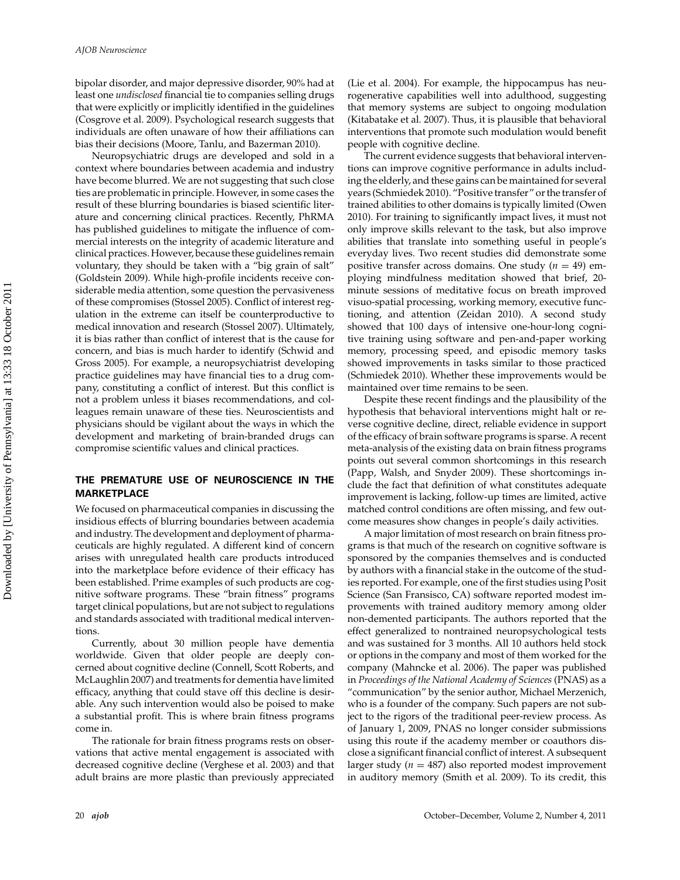bipolar disorder, and major depressive disorder, 90% had at least one *undisclosed* financial tie to companies selling drugs that were explicitly or implicitly identified in the guidelines (Cosgrove et al. 2009). Psychological research suggests that individuals are often unaware of how their affiliations can bias their decisions (Moore, Tanlu, and Bazerman 2010).

Neuropsychiatric drugs are developed and sold in a context where boundaries between academia and industry have become blurred. We are not suggesting that such close ties are problematic in principle. However, in some cases the result of these blurring boundaries is biased scientific literature and concerning clinical practices. Recently, PhRMA has published guidelines to mitigate the influence of commercial interests on the integrity of academic literature and clinical practices. However, because these guidelines remain voluntary, they should be taken with a "big grain of salt" (Goldstein 2009). While high-profile incidents receive considerable media attention, some question the pervasiveness of these compromises (Stossel 2005). Conflict of interest regulation in the extreme can itself be counterproductive to medical innovation and research (Stossel 2007). Ultimately, it is bias rather than conflict of interest that is the cause for concern, and bias is much harder to identify (Schwid and Gross 2005). For example, a neuropsychiatrist developing practice guidelines may have financial ties to a drug company, constituting a conflict of interest. But this conflict is not a problem unless it biases recommendations, and colleagues remain unaware of these ties. Neuroscientists and physicians should be vigilant about the ways in which the development and marketing of brain-branded drugs can compromise scientific values and clinical practices.

## THE PREMATURE USE OF NEUROSCIENCE IN THE MARKETPLACE

We focused on pharmaceutical companies in discussing the insidious effects of blurring boundaries between academia and industry. The development and deployment of pharmaceuticals are highly regulated. A different kind of concern arises with unregulated health care products introduced into the marketplace before evidence of their efficacy has been established. Prime examples of such products are cognitive software programs. These "brain fitness" programs target clinical populations, but are not subject to regulations and standards associated with traditional medical interventions.

Currently, about 30 million people have dementia worldwide. Given that older people are deeply concerned about cognitive decline (Connell, Scott Roberts, and McLaughlin 2007) and treatments for dementia have limited efficacy, anything that could stave off this decline is desirable. Any such intervention would also be poised to make a substantial profit. This is where brain fitness programs come in.

The rationale for brain fitness programs rests on observations that active mental engagement is associated with decreased cognitive decline (Verghese et al. 2003) and that adult brains are more plastic than previously appreciated (Lie et al. 2004). For example, the hippocampus has neurogenerative capabilities well into adulthood, suggesting that memory systems are subject to ongoing modulation (Kitabatake et al. 2007). Thus, it is plausible that behavioral interventions that promote such modulation would benefit people with cognitive decline.

The current evidence suggests that behavioral interventions can improve cognitive performance in adults including the elderly, and these gains can be maintained for several years (Schmiedek 2010). "Positive transfer" or the transfer of trained abilities to other domains is typically limited (Owen 2010). For training to significantly impact lives, it must not only improve skills relevant to the task, but also improve abilities that translate into something useful in people's everyday lives. Two recent studies did demonstrate some positive transfer across domains. One study ($n = 49$) employing mindfulness meditation showed that brief, 20-minute sessions of meditative focus on breath improved visuo-spatial processing, working memory, executive functioning, and attention (Zeidan 2010). A second study showed that 100 days of intensive one-hour-long cognitive training using software and pen-and-paper working memory, processing speed, and episodic memory tasks showed improvements in tasks similar to those practiced (Schmiedek 2010). Whether these improvements would be maintained over time remains to be seen.

Despite these recent findings and the plausibility of the hypothesis that behavioral interventions might halt or reverse cognitive decline, direct, reliable evidence in support of the efficacy of brain software programs is sparse. A recent meta-analysis of the existing data on brain fitness programs points out several common shortcomings in this research (Papp, Walsh, and Snyder 2009). These shortcomings include the fact that definition of what constitutes adequate improvement is lacking, follow-up times are limited, active matched control conditions are often missing, and few outcome measures show changes in people's daily activities.

A major limitation of most research on brain fitness programs is that much of the research on cognitive software is sponsored by the companies themselves and is conducted by authors with a financial stake in the outcome of the studies reported. For example, one of the first studies using Posit Science (San Fransisco, CA) software reported modest improvements with trained auditory memory among older non-demented participants. The authors reported that the effect generalized to nontrained neuropsychological tests and was sustained for 3 months. All 10 authors held stock or options in the company and most of them worked for the company (Mahncke et al. 2006). The paper was published in *Proceedings of the National Academy of Sciences* (PNAS) as a "communication" by the senior author, Michael Merzenich, who is a founder of the company. Such papers are not subject to the rigors of the traditional peer-review process. As of January 1, 2009, PNAS no longer consider submissions using this route if the academy member or coauthors disclose a significant financial conflict of interest. A subsequent larger study ($n = 487$) also reported modest improvement in auditory memory (Smith et al. 2009). To its credit, this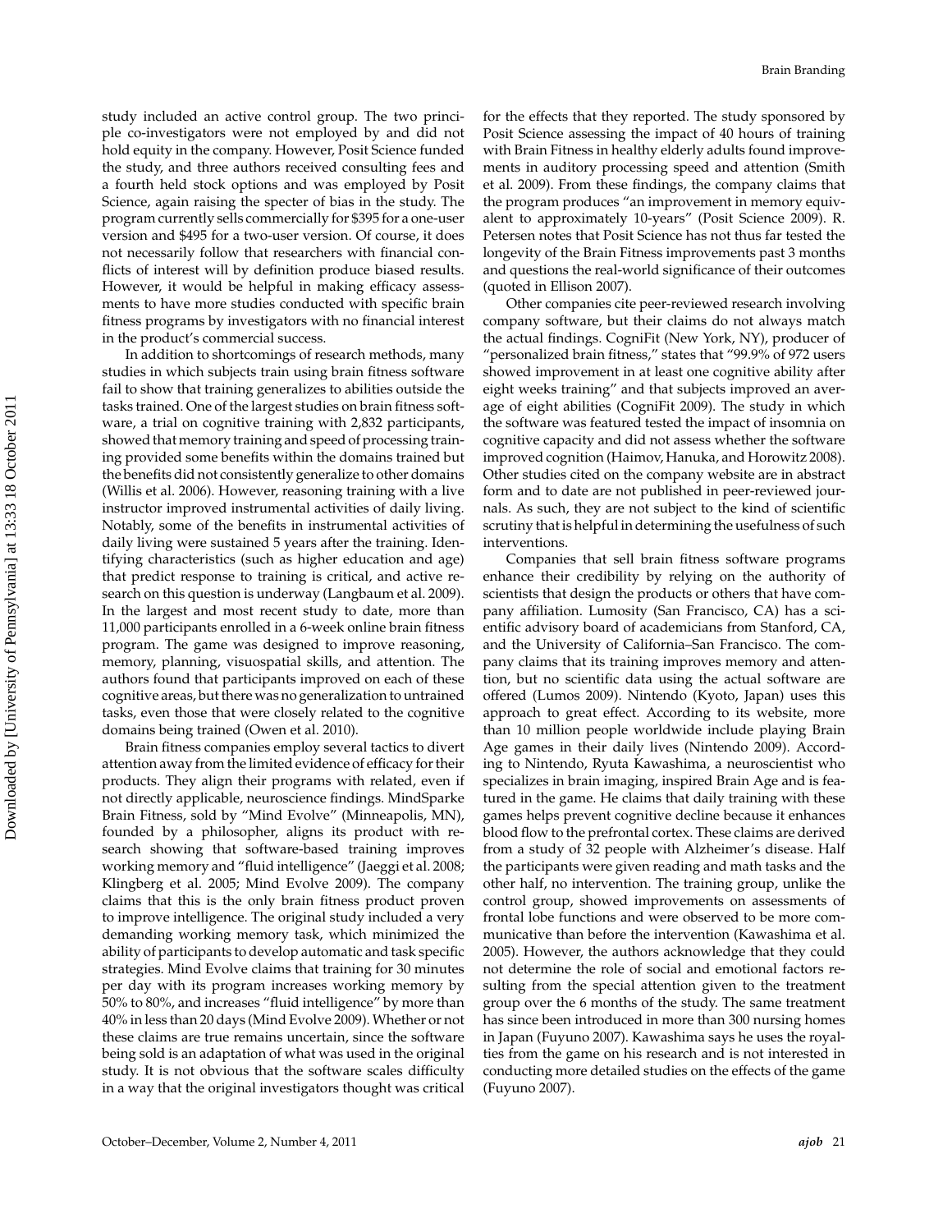study included an active control group. The two principle co-investigators were not employed by and did not hold equity in the company. However, Posit Science funded the study, and three authors received consulting fees and a fourth held stock options and was employed by Posit Science, again raising the specter of bias in the study. The program currently sells commercially for $395 for a one-user version and $495 for a two-user version. Of course, it does not necessarily follow that researchers with financial conflicts of interest will by definition produce biased results. However, it would be helpful in making efficacy assessments to have more studies conducted with specific brain fitness programs by investigators with no financial interest in the product's commercial success.

In addition to shortcomings of research methods, many studies in which subjects train using brain fitness software fail to show that training generalizes to abilities outside the tasks trained. One of the largest studies on brain fitness software, a trial on cognitive training with 2,832 participants, showed that memory training and speed of processing training provided some benefits within the domains trained but the benefits did not consistently generalize to other domains (Willis et al. 2006). However, reasoning training with a live instructor improved instrumental activities of daily living. Notably, some of the benefits in instrumental activities of daily living were sustained 5 years after the training. Identifying characteristics (such as higher education and age) that predict response to training is critical, and active research on this question is underway (Langbaum et al. 2009). In the largest and most recent study to date, more than 11,000 participants enrolled in a 6-week online brain fitness program. The game was designed to improve reasoning, memory, planning, visuospatial skills, and attention. The authors found that participants improved on each of these cognitive areas, but there was no generalization to untrained tasks, even those that were closely related to the cognitive domains being trained (Owen et al. 2010).

Brain fitness companies employ several tactics to divert attention away from the limited evidence of efficacy for their products. They align their programs with related, even if not directly applicable, neuroscience findings. MindSparke Brain Fitness, sold by "Mind Evolve" (Minneapolis, MN), founded by a philosopher, aligns its product with research showing that software-based training improves working memory and "fluid intelligence" (Jaeggi et al. 2008; Klingberg et al. 2005; Mind Evolve 2009). The company claims that this is the only brain fitness product proven to improve intelligence. The original study included a very demanding working memory task, which minimized the ability of participants to develop automatic and task specific strategies. Mind Evolve claims that training for 30 minutes per day with its program increases working memory by 50% to 80%, and increases "fluid intelligence" by more than 40% in less than 20 days (Mind Evolve 2009). Whether or not these claims are true remains uncertain, since the software being sold is an adaptation of what was used in the original study. It is not obvious that the software scales difficulty in a way that the original investigators thought was critical for the effects that they reported. The study sponsored by Posit Science assessing the impact of 40 hours of training with Brain Fitness in healthy elderly adults found improvements in auditory processing speed and attention (Smith et al. 2009). From these findings, the company claims that the program produces "an improvement in memory equivalent to approximately 10-years" (Posit Science 2009). R. Petersen notes that Posit Science has not thus far tested the longevity of the Brain Fitness improvements past 3 months and questions the real-world significance of their outcomes (quoted in Ellison 2007).

Other companies cite peer-reviewed research involving company software, but their claims do not always match the actual findings. CogniFit (New York, NY), producer of "personalized brain fitness," states that "99.9% of 972 users showed improvement in at least one cognitive ability after eight weeks training" and that subjects improved an average of eight abilities (CogniFit 2009). The study in which the software was featured tested the impact of insomnia on cognitive capacity and did not assess whether the software improved cognition (Haimov, Hanuka, and Horowitz 2008). Other studies cited on the company website are in abstract form and to date are not published in peer-reviewed journals. As such, they are not subject to the kind of scientific scrutiny that is helpful in determining the usefulness of such interventions.

Companies that sell brain fitness software programs enhance their credibility by relying on the authority of scientists that design the products or others that have company affiliation. Lumosity (San Francisco, CA) has a scientific advisory board of academicians from Stanford, CA, and the University of California–San Francisco. The company claims that its training improves memory and attention, but no scientific data using the actual software are offered (Lumos 2009). Nintendo (Kyoto, Japan) uses this approach to great effect. According to its website, more than 10 million people worldwide include playing Brain Age games in their daily lives (Nintendo 2009). According to Nintendo, Ryuta Kawashima, a neuroscientist who specializes in brain imaging, inspired Brain Age and is featured in the game. He claims that daily training with these games helps prevent cognitive decline because it enhances blood flow to the prefrontal cortex. These claims are derived from a study of 32 people with Alzheimer's disease. Half the participants were given reading and math tasks and the other half, no intervention. The training group, unlike the control group, showed improvements on assessments of frontal lobe functions and were observed to be more communicative than before the intervention (Kawashima et al. 2005). However, the authors acknowledge that they could not determine the role of social and emotional factors resulting from the special attention given to the treatment group over the 6 months of the study. The same treatment has since been introduced in more than 300 nursing homes in Japan (Fuyuno 2007). Kawashima says he uses the royalties from the game on his research and is not interested in conducting more detailed studies on the effects of the game (Fuyuno 2007).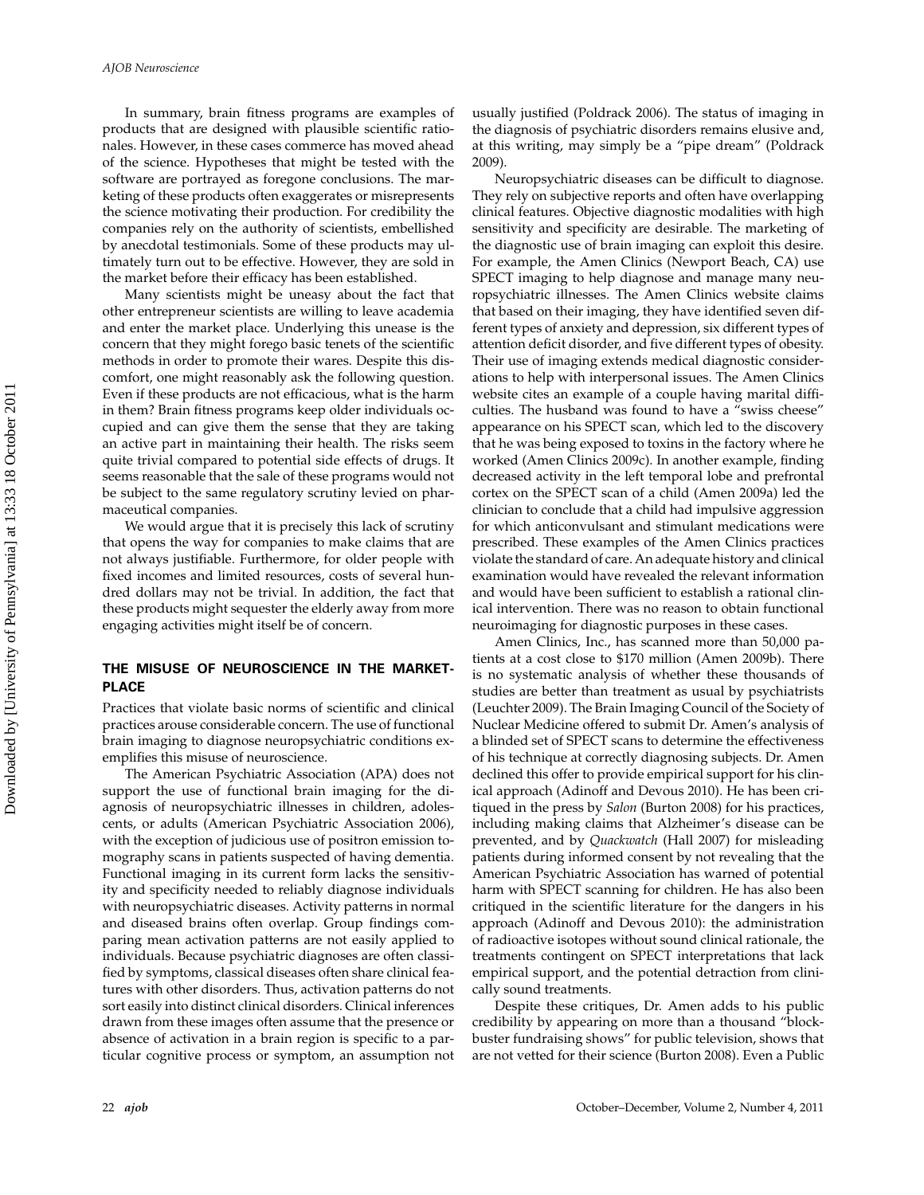In summary, brain fitness programs are examples of products that are designed with plausible scientific rationales. However, in these cases commerce has moved ahead of the science. Hypotheses that might be tested with the software are portrayed as foregone conclusions. The marketing of these products often exaggerates or misrepresents the science motivating their production. For credibility the companies rely on the authority of scientists, embellished by anecdotal testimonials. Some of these products may ultimately turn out to be effective. However, they are sold in the market before their efficacy has been established.

Many scientists might be uneasy about the fact that other entrepreneur scientists are willing to leave academia and enter the market place. Underlying this unease is the concern that they might forego basic tenets of the scientific methods in order to promote their wares. Despite this discomfort, one might reasonably ask the following question. Even if these products are not efficacious, what is the harm in them? Brain fitness programs keep older individuals occupied and can give them the sense that they are taking an active part in maintaining their health. The risks seem quite trivial compared to potential side effects of drugs. It seems reasonable that the sale of these programs would not be subject to the same regulatory scrutiny levied on pharmaceutical companies.

We would argue that it is precisely this lack of scrutiny that opens the way for companies to make claims that are not always justifiable. Furthermore, for older people with fixed incomes and limited resources, costs of several hundred dollars may not be trivial. In addition, the fact that these products might sequester the elderly away from more engaging activities might itself be of concern.

## THE MISUSE OF NEUROSCIENCE IN THE MARKETPLACE

Practices that violate basic norms of scientific and clinical practices arouse considerable concern. The use of functional brain imaging to diagnose neuropsychiatric conditions exemplifies this misuse of neuroscience.

The American Psychiatric Association (APA) does not support the use of functional brain imaging for the diagnosis of neuropsychiatric illnesses in children, adolescents, or adults (American Psychiatric Association 2006), with the exception of judicious use of positron emission tomography scans in patients suspected of having dementia. Functional imaging in its current form lacks the sensitivity and specificity needed to reliably diagnose individuals with neuropsychiatric diseases. Activity patterns in normal and diseased brains often overlap. Group findings comparing mean activation patterns are not easily applied to individuals. Because psychiatric diagnoses are often classified by symptoms, classical diseases often share clinical features with other disorders. Thus, activation patterns do not sort easily into distinct clinical disorders. Clinical inferences drawn from these images often assume that the presence or absence of activation in a brain region is specific to a particular cognitive process or symptom, an assumption not usually justified (Poldrack 2006). The status of imaging in the diagnosis of psychiatric disorders remains elusive and, at this writing, may simply be a "pipe dream" (Poldrack 2009).

Neuropsychiatric diseases can be difficult to diagnose. They rely on subjective reports and often have overlapping clinical features. Objective diagnostic modalities with high sensitivity and specificity are desirable. The marketing of the diagnostic use of brain imaging can exploit this desire. For example, the Amen Clinics (Newport Beach, CA) use SPECT imaging to help diagnose and manage many neuropsychiatric illnesses. The Amen Clinics website claims that based on their imaging, they have identified seven different types of anxiety and depression, six different types of attention deficit disorder, and five different types of obesity. Their use of imaging extends medical diagnostic considerations to help with interpersonal issues. The Amen Clinics website cites an example of a couple having marital difficulties. The husband was found to have a "swiss cheese" appearance on his SPECT scan, which led to the discovery that he was being exposed to toxins in the factory where he worked (Amen Clinics 2009c). In another example, finding decreased activity in the left temporal lobe and prefrontal cortex on the SPECT scan of a child (Amen 2009a) led the clinician to conclude that a child had impulsive aggression for which anticonvulsant and stimulant medications were prescribed. These examples of the Amen Clinics practices violate the standard of care. An adequate history and clinical examination would have revealed the relevant information and would have been sufficient to establish a rational clinical intervention. There was no reason to obtain functional neuroimaging for diagnostic purposes in these cases.

Amen Clinics, Inc., has scanned more than 50,000 patients at a cost close to $170 million (Amen 2009b). There is no systematic analysis of whether these thousands of studies are better than treatment as usual by psychiatrists (Leuchter 2009). The Brain Imaging Council of the Society of Nuclear Medicine offered to submit Dr. Amen's analysis of a blinded set of SPECT scans to determine the effectiveness of his technique at correctly diagnosing subjects. Dr. Amen declined this offer to provide empirical support for his clinical approach (Adinoff and Devous 2010). He has been critiqued in the press by *Salon* (Burton 2008) for his practices, including making claims that Alzheimer's disease can be prevented, and by *Quackwatch* (Hall 2007) for misleading patients during informed consent by not revealing that the American Psychiatric Association has warned of potential harm with SPECT scanning for children. He has also been critiqued in the scientific literature for the dangers in his approach (Adinoff and Devous 2010): the administration of radioactive isotopes without sound clinical rationale, the treatments contingent on SPECT interpretations that lack empirical support, and the potential detraction from clinically sound treatments.

Despite these critiques, Dr. Amen adds to his public credibility by appearing on more than a thousand "blockbuster fundraising shows" for public television, shows that are not vetted for their science (Burton 2008). Even a Public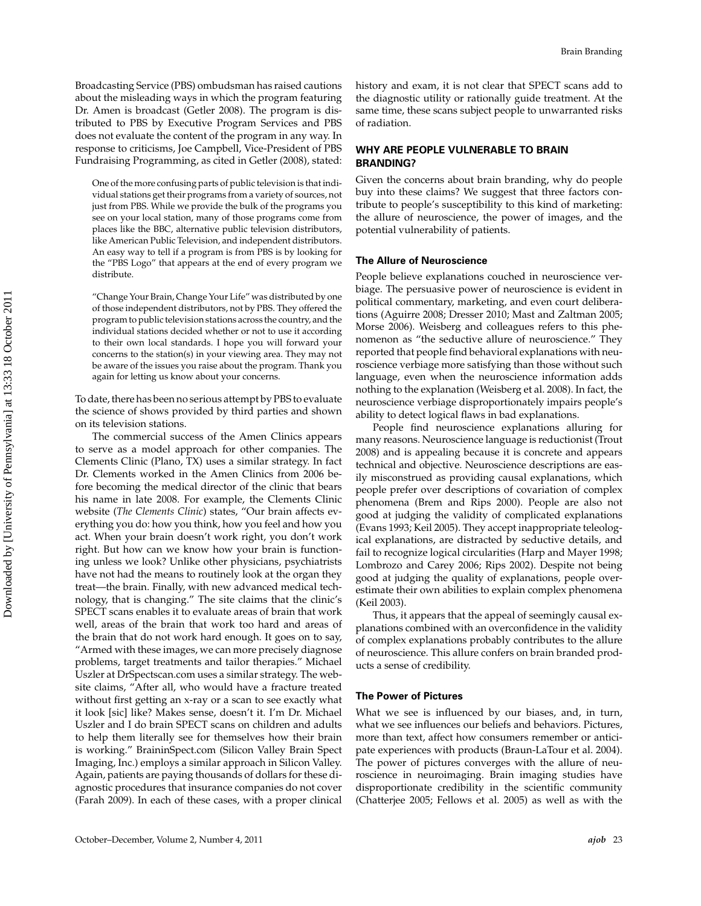Broadcasting Service (PBS) ombudsman has raised cautions about the misleading ways in which the program featuring Dr. Amen is broadcast (Getler 2008). The program is distributed to PBS by Executive Program Services and PBS does not evaluate the content of the program in any way. In response to criticisms, Joe Campbell, Vice-President of PBS Fundraising Programming, as cited in Getler (2008), stated:

> One of the more confusing parts of public television is that individual stations get their programs from a variety of sources, not just from PBS. While we provide the bulk of the programs you see on your local station, many of those programs come from places like the BBC, alternative public television distributors, like American Public Television, and independent distributors. An easy way to tell if a program is from PBS is by looking for the "PBS Logo" that appears at the end of every program we distribute.
>
> "Change Your Brain, Change Your Life" was distributed by one of those independent distributors, not by PBS. They offered the program to public television stations across the country, and the individual stations decided whether or not to use it according to their own local standards. I hope you will forward your concerns to the station(s) in your viewing area. They may not be aware of the issues you raise about the program. Thank you again for letting us know about your concerns.

To date, there has been no serious attempt by PBS to evaluate the science of shows provided by third parties and shown on its television stations.

The commercial success of the Amen Clinics appears to serve as a model approach for other companies. The Clements Clinic (Plano, TX) uses a similar strategy. In fact Dr. Clements worked in the Amen Clinics from 2006 before becoming the medical director of the clinic that bears his name in late 2008. For example, the Clements Clinic website (*The Clements Clinic*) states, "Our brain affects everything you do: how you think, how you feel and how you act. When your brain doesn't work right, you don't work right. But how can we know how your brain is functioning unless we look? Unlike other physicians, psychiatrists have not had the means to routinely look at the organ they treat—the brain. Finally, with new advanced medical technology, that is changing." The site claims that the clinic's SPECT scans enables it to evaluate areas of brain that work well, areas of the brain that work too hard and areas of the brain that do not work hard enough. It goes on to say, "Armed with these images, we can more precisely diagnose problems, target treatments and tailor therapies." Michael Uszler at DrSpectscan.com uses a similar strategy. The website claims, "After all, who would have a fracture treated without first getting an x-ray or a scan to see exactly what it look [sic] like? Makes sense, doesn't it. I'm Dr. Michael Uszler and I do brain SPECT scans on children and adults to help them literally see for themselves how their brain is working." BraininSpect.com (Silicon Valley Brain Spect Imaging, Inc.) employs a similar approach in Silicon Valley. Again, patients are paying thousands of dollars for these diagnostic procedures that insurance companies do not cover (Farah 2009). In each of these cases, with a proper clinical history and exam, it is not clear that SPECT scans add to the diagnostic utility or rationally guide treatment. At the same time, these scans subject people to unwarranted risks of radiation.

## WHY ARE PEOPLE VULNERABLE TO BRAIN BRANDING?

Given the concerns about brain branding, why do people buy into these claims? We suggest that three factors contribute to people's susceptibility to this kind of marketing: the allure of neuroscience, the power of images, and the potential vulnerability of patients.

### The Allure of Neuroscience

People believe explanations couched in neuroscience verbiage. The persuasive power of neuroscience is evident in political commentary, marketing, and even court deliberations (Aguirre 2008; Dresser 2010; Mast and Zaltman 2005; Morse 2006). Weisberg and colleagues refers to this phenomenon as "the seductive allure of neuroscience." They reported that people find behavioral explanations with neuroscience verbiage more satisfying than those without such language, even when the neuroscience information adds nothing to the explanation (Weisberg et al. 2008). In fact, the neuroscience verbiage disproportionately impairs people's ability to detect logical flaws in bad explanations.

People find neuroscience explanations alluring for many reasons. Neuroscience language is reductionist (Trout 2008) and is appealing because it is concrete and appears technical and objective. Neuroscience descriptions are easily misconstrued as providing causal explanations, which people prefer over descriptions of covariation of complex phenomena (Brem and Rips 2000). People are also not good at judging the validity of complicated explanations (Evans 1993; Keil 2005). They accept inappropriate teleological explanations, are distracted by seductive details, and fail to recognize logical circularities (Harp and Mayer 1998; Lombrozo and Carey 2006; Rips 2002). Despite not being good at judging the quality of explanations, people overestimate their own abilities to explain complex phenomena (Keil 2003).

Thus, it appears that the appeal of seemingly causal explanations combined with an overconfidence in the validity of complex explanations probably contributes to the allure of neuroscience. This allure confers on brain branded products a sense of credibility.

### The Power of Pictures

What we see is influenced by our biases, and, in turn, what we see influences our beliefs and behaviors. Pictures, more than text, affect how consumers remember or anticipate experiences with products (Braun-LaTour et al. 2004). The power of pictures converges with the allure of neuroscience in neuroimaging. Brain imaging studies have disproportionate credibility in the scientific community (Chatterjee 2005; Fellows et al. 2005) as well as with the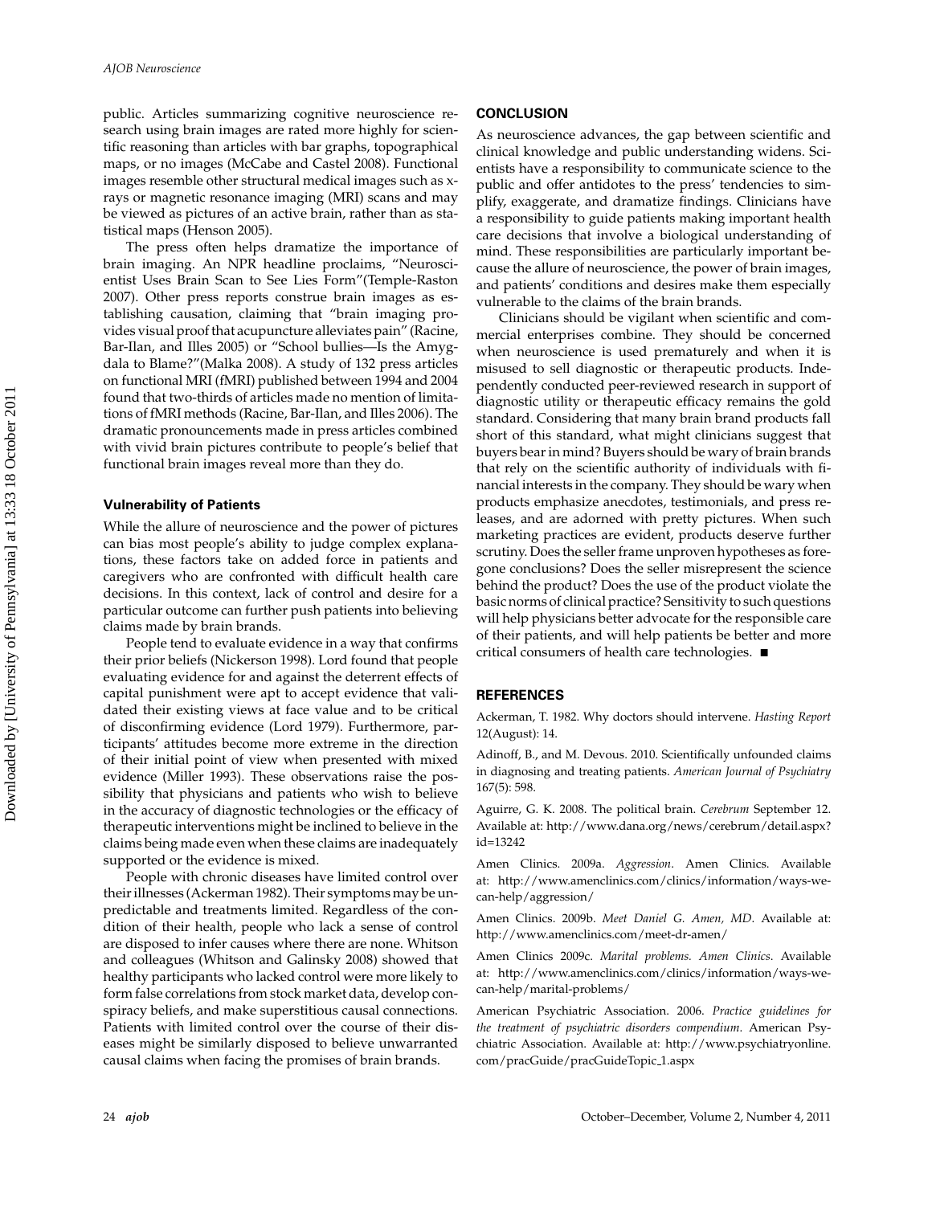public. Articles summarizing cognitive neuroscience research using brain images are rated more highly for scientific reasoning than articles with bar graphs, topographical maps, or no images (McCabe and Castel 2008). Functional images resemble other structural medical images such as x-rays or magnetic resonance imaging (MRI) scans and may be viewed as pictures of an active brain, rather than as statistical maps (Henson 2005).

The press often helps dramatize the importance of brain imaging. An NPR headline proclaims, "Neuroscientist Uses Brain Scan to See Lies Form"(Temple-Raston 2007). Other press reports construe brain images as establishing causation, claiming that "brain imaging provides visual proof that acupuncture alleviates pain" (Racine, Bar-Ilan, and Illes 2005) or "School bullies—Is the Amygdala to Blame?"(Malka 2008). A study of 132 press articles on functional MRI (fMRI) published between 1994 and 2004 found that two-thirds of articles made no mention of limitations of fMRI methods (Racine, Bar-Ilan, and Illes 2006). The dramatic pronouncements made in press articles combined with vivid brain pictures contribute to people's belief that functional brain images reveal more than they do.

### Vulnerability of Patients

While the allure of neuroscience and the power of pictures can bias most people's ability to judge complex explanations, these factors take on added force in patients and caregivers who are confronted with difficult health care decisions. In this context, lack of control and desire for a particular outcome can further push patients into believing claims made by brain brands.

People tend to evaluate evidence in a way that confirms their prior beliefs (Nickerson 1998). Lord found that people evaluating evidence for and against the deterrent effects of capital punishment were apt to accept evidence that validated their existing views at face value and to be critical of disconfirming evidence (Lord 1979). Furthermore, participants' attitudes become more extreme in the direction of their initial point of view when presented with mixed evidence (Miller 1993). These observations raise the possibility that physicians and patients who wish to believe in the accuracy of diagnostic technologies or the efficacy of therapeutic interventions might be inclined to believe in the claims being made even when these claims are inadequately supported or the evidence is mixed.

People with chronic diseases have limited control over their illnesses (Ackerman 1982). Their symptoms may be unpredictable and treatments limited. Regardless of the condition of their health, people who lack a sense of control are disposed to infer causes where there are none. Whitson and colleagues (Whitson and Galinsky 2008) showed that healthy participants who lacked control were more likely to form false correlations from stock market data, develop conspiracy beliefs, and make superstitious causal connections. Patients with limited control over the course of their diseases might be similarly disposed to believe unwarranted causal claims when facing the promises of brain brands.

## CONCLUSION

As neuroscience advances, the gap between scientific and clinical knowledge and public understanding widens. Scientists have a responsibility to communicate science to the public and offer antidotes to the press' tendencies to simplify, exaggerate, and dramatize findings. Clinicians have a responsibility to guide patients making important health care decisions that involve a biological understanding of mind. These responsibilities are particularly important because the allure of neuroscience, the power of brain images, and patients' conditions and desires make them especially vulnerable to the claims of the brain brands.

Clinicians should be vigilant when scientific and commercial enterprises combine. They should be concerned when neuroscience is used prematurely and when it is misused to sell diagnostic or therapeutic products. Independently conducted peer-reviewed research in support of diagnostic utility or therapeutic efficacy remains the gold standard. Considering that many brain brand products fall short of this standard, what might clinicians suggest that buyers bear in mind? Buyers should be wary of brain brands that rely on the scientific authority of individuals with financial interests in the company. They should be wary when products emphasize anecdotes, testimonials, and press releases, and are adorned with pretty pictures. When such marketing practices are evident, products deserve further scrutiny. Does the seller frame unproven hypotheses as foregone conclusions? Does the seller misrepresent the science behind the product? Does the use of the product violate the basic norms of clinical practice? Sensitivity to such questions will help physicians better advocate for the responsible care of their patients, and will help patients be better and more critical consumers of health care technologies. ■

## REFERENCES

Ackerman, T. 1982. Why doctors should intervene. *Hasting Report* 12(August): 14.

Adinoff, B., and M. Devous. 2010. Scientifically unfounded claims in diagnosing and treating patients. *American Journal of Psychiatry* 167(5): 598.

Aguirre, G. K. 2008. The political brain. *Cerebrum* September 12. Available at: http://www.dana.org/news/cerebrum/detail.aspx?id=13242

Amen Clinics. 2009a. *Aggression*. Amen Clinics. Available at: http://www.amenclinics.com/clinics/information/ways-we-can-help/aggression/

Amen Clinics. 2009b. *Meet Daniel G. Amen, MD*. Available at: http://www.amenclinics.com/meet-dr-amen/

Amen Clinics 2009c. *Marital problems. Amen Clinics*. Available at: http://www.amenclinics.com/clinics/information/ways-we-can-help/marital-problems/

American Psychiatric Association. 2006. *Practice guidelines for the treatment of psychiatric disorders compendium*. American Psychiatric Association. Available at: http://www.psychiatryonline.com/pracGuide/pracGuideTopic_1.aspx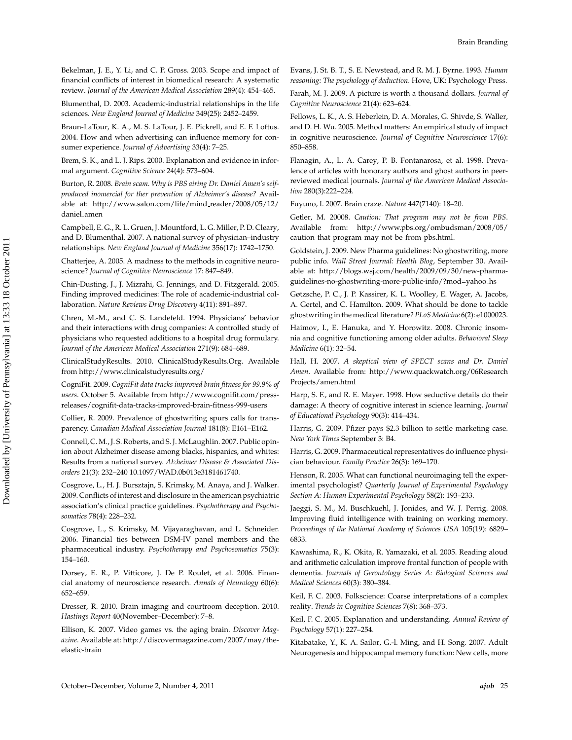Bekelman, J. E., Y. Li, and C. P. Gross. 2003. Scope and impact of financial conflicts of interest in biomedical research: A systematic review. *Journal of the American Medical Association* 289(4): 454–465.

Blumenthal, D. 2003. Academic-industrial relationships in the life sciences. *New England Journal of Medicine* 349(25): 2452–2459.

Braun-LaTour, K. A., M. S. LaTour, J. E. Pickrell, and E. F. Loftus. 2004. How and when advertising can influence memory for consumer experience. *Journal of Advertising* 33(4): 7–25.

Brem, S. K., and L. J. Rips. 2000. Explanation and evidence in informal argument. *Cognitive Science* 24(4): 573–604.

Burton, R. 2008. *Brain scam. Why is PBS airing Dr. Daniel Amen's self-produced inomercial for ther prevention of Alzheimer's disease?* Available at: http://www.salon.com/life/mind_reader/2008/05/12/daniel_amen

Campbell, E. G., R. L. Gruen, J. Mountford, L. G. Miller, P. D. Cleary, and D. Blumenthal. 2007. A national survey of physician–industry relationships. *New England Journal of Medicine* 356(17): 1742–1750.

Chatterjee, A. 2005. A madness to the methods in cognitive neuroscience? *Journal of Cognitive Neuroscience* 17: 847–849.

Chin-Dusting, J., J. Mizrahi, G. Jennings, and D. Fitzgerald. 2005. Finding improved medicines: The role of academic-industrial collaboration. *Nature Reviews Drug Discovery* 4(11): 891–897.

Chren, M.-M., and C. S. Landefeld. 1994. Physicians' behavior and their interactions with drug companies: A controlled study of physicians who requested additions to a hospital drug formulary. *Journal of the American Medical Association* 271(9): 684–689.

ClinicalStudyResults. 2010. ClinicalStudyResults.Org. Available from http://www.clinicalstudyresults.org/

CogniFit. 2009. *CogniFit data tracks improved brain fitness for 99.9% of users*. October 5. Available from http://www.cognifit.com/press-releases/cognifit-data-tracks-improved-brain-fitness-999-users

Collier, R. 2009. Prevalence of ghostwriting spurs calls for transparency. *Canadian Medical Association Journal* 181(8): E161–E162.

Connell, C. M., J. S. Roberts, and S. J. McLaughlin. 2007. Public opinion about Alzheimer disease among blacks, hispanics, and whites: Results from a national survey. *Alzheimer Disease & Associated Disorders* 21(3): 232–240 10.1097/WAD.0b013e3181461740.

Cosgrove, L., H. J. Bursztajn, S. Krimsky, M. Anaya, and J. Walker. 2009. Conflicts of interest and disclosure in the american psychiatric association's clinical practice guidelines. *Psychotherapy and Psychosomatics* 78(4): 228–232.

Cosgrove, L., S. Krimsky, M. Vijayaraghavan, and L. Schneider. 2006. Financial ties between DSM-IV panel members and the pharmaceutical industry. *Psychotherapy and Psychosomatics* 75(3): 154–160.

Dorsey, E. R., P. Vitticore, J. De P. Roulet, et al. 2006. Financial anatomy of neuroscience research. *Annals of Neurology* 60(6): 652–659.

Dresser, R. 2010. Brain imaging and courtroom deception. 2010. *Hastings Report* 40(November–December): 7–8.

Ellison, K. 2007. Video games vs. the aging brain. *Discover Magazine*. Available at: http://discovermagazine.com/2007/may/the-elastic-brain

Evans, J. St. B. T., S. E. Newstead, and R. M. J. Byrne. 1993. *Human reasoning: The psychology of deduction*. Hove, UK: Psychology Press.

Farah, M. J. 2009. A picture is worth a thousand dollars. *Journal of Cognitive Neuroscience* 21(4): 623–624.

Fellows, L. K., A. S. Heberlein, D. A. Morales, G. Shivde, S. Waller, and D. H. Wu. 2005. Method matters: An empirical study of impact in cognitive neuroscience. *Journal of Cognitive Neuroscience* 17(6): 850–858.

Flanagin, A., L. A. Carey, P. B. Fontanarosa, et al. 1998. Prevalence of articles with honorary authors and ghost authors in peer-reviewed medical journals. *Journal of the American Medical Association* 280(3):222–224.

Fuyuno, I. 2007. Brain craze. *Nature* 447(7140): 18–20.

Getler, M. 20008. *Caution: That program may not be from PBS*. Available from: http://www.pbs.org/ombudsman/2008/05/caution_that_program_may_not_be_from_pbs.html.

Goldstein, J. 2009. New Pharma guidelines: No ghostwriting, more public info. *Wall Street Journal: Health Blog*, September 30. Available at: http://blogs.wsj.com/health/2009/09/30/new-pharma-guidelines-no-ghostwriting-more-public-info/?mod=yahoo_hs

Gøtzsche, P. C., J. P. Kassirer, K. L. Woolley, E. Wager, A. Jacobs, A. Gertel, and C. Hamilton. 2009. What should be done to tackle ghostwriting in the medical literature? *PLoS Medicine* 6(2): e1000023.

Haimov, I., E. Hanuka, and Y. Horowitz. 2008. Chronic insomnia and cognitive functioning among older adults. *Behavioral Sleep Medicine* 6(1): 32–54.

Hall, H. 2007. *A skeptical view of SPECT scans and Dr. Daniel Amen*. Available from: http://www.quackwatch.org/06Research Projects/amen.html

Harp, S. F., and R. E. Mayer. 1998. How seductive details do their damage: A theory of cognitive interest in science learning. *Journal of Educational Psychology* 90(3): 414–434.

Harris, G. 2009. Pfizer pays $2.3 billion to settle marketing case. *New York Times* September 3: B4.

Harris, G. 2009. Pharmaceutical representatives do influence physician behaviour. *Family Practice* 26(3): 169–170.

Henson, R. 2005. What can functional neuroimaging tell the experimental psychologist? *Quarterly Journal of Experimental Psychology Section A: Human Experimental Psychology* 58(2): 193–233.

Jaeggi, S. M., M. Buschkuehl, J. Jonides, and W. J. Perrig. 2008. Improving fluid intelligence with training on working memory. *Proceedings of the National Academy of Sciences USA* 105(19): 6829–6833.

Kawashima, R., K. Okita, R. Yamazaki, et al. 2005. Reading aloud and arithmetic calculation improve frontal function of people with dementia. *Journals of Gerontology Series A: Biological Sciences and Medical Sciences* 60(3): 380–384.

Keil, F. C. 2003. Folkscience: Coarse interpretations of a complex reality. *Trends in Cognitive Sciences* 7(8): 368–373.

Keil, F. C. 2005. Explanation and understanding. *Annual Review of Psychology* 57(1): 227–254.

Kitabatake, Y., K. A. Sailor, G.-l. Ming, and H. Song. 2007. Adult Neurogenesis and hippocampal memory function: New cells, more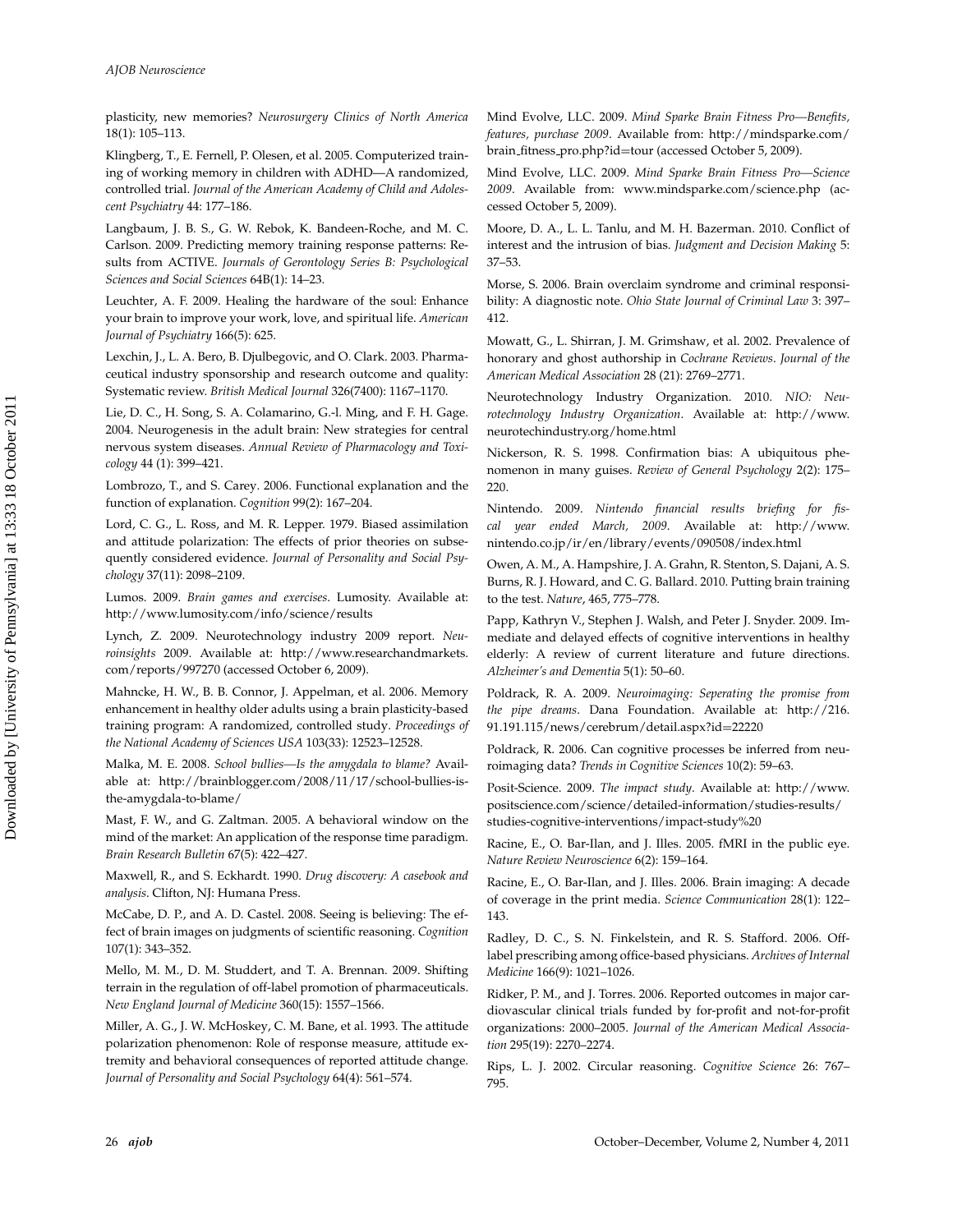plasticity, new memories? *Neurosurgery Clinics of North America* 18(1): 105–113.

Klingberg, T., E. Fernell, P. Olesen, et al. 2005. Computerized training of working memory in children with ADHD—A randomized, controlled trial. *Journal of the American Academy of Child and Adolescent Psychiatry* 44: 177–186.

Langbaum, J. B. S., G. W. Rebok, K. Bandeen-Roche, and M. C. Carlson. 2009. Predicting memory training response patterns: Results from ACTIVE. *Journals of Gerontology Series B: Psychological Sciences and Social Sciences* 64B(1): 14–23.

Leuchter, A. F. 2009. Healing the hardware of the soul: Enhance your brain to improve your work, love, and spiritual life. *American Journal of Psychiatry* 166(5): 625.

Lexchin, J., L. A. Bero, B. Djulbegovic, and O. Clark. 2003. Pharmaceutical industry sponsorship and research outcome and quality: Systematic review. *British Medical Journal* 326(7400): 1167–1170.

Lie, D. C., H. Song, S. A. Colamarino, G.-l. Ming, and F. H. Gage. 2004. Neurogenesis in the adult brain: New strategies for central nervous system diseases. *Annual Review of Pharmacology and Toxicology* 44 (1): 399–421.

Lombrozo, T., and S. Carey. 2006. Functional explanation and the function of explanation. *Cognition* 99(2): 167–204.

Lord, C. G., L. Ross, and M. R. Lepper. 1979. Biased assimilation and attitude polarization: The effects of prior theories on subsequently considered evidence. *Journal of Personality and Social Psychology* 37(11): 2098–2109.

Lumos. 2009. *Brain games and exercises*. Lumosity. Available at: http://www.lumosity.com/info/science/results

Lynch, Z. 2009. Neurotechnology industry 2009 report. *Neuroinsights* 2009. Available at: http://www.researchandmarkets.com/reports/997270 (accessed October 6, 2009).

Mahncke, H. W., B. B. Connor, J. Appelman, et al. 2006. Memory enhancement in healthy older adults using a brain plasticity-based training program: A randomized, controlled study. *Proceedings of the National Academy of Sciences USA* 103(33): 12523–12528.

Malka, M. E. 2008. *School bullies—Is the amygdala to blame?* Available at: http://brainblogger.com/2008/11/17/school-bullies-is-the-amygdala-to-blame/

Mast, F. W., and G. Zaltman. 2005. A behavioral window on the mind of the market: An application of the response time paradigm. *Brain Research Bulletin* 67(5): 422–427.

Maxwell, R., and S. Eckhardt. 1990. *Drug discovery: A casebook and analysis*. Clifton, NJ: Humana Press.

McCabe, D. P., and A. D. Castel. 2008. Seeing is believing: The effect of brain images on judgments of scientific reasoning. *Cognition* 107(1): 343–352.

Mello, M. M., D. M. Studdert, and T. A. Brennan. 2009. Shifting terrain in the regulation of off-label promotion of pharmaceuticals. *New England Journal of Medicine* 360(15): 1557–1566.

Miller, A. G., J. W. McHoskey, C. M. Bane, et al. 1993. The attitude polarization phenomenon: Role of response measure, attitude extremity and behavioral consequences of reported attitude change. *Journal of Personality and Social Psychology* 64(4): 561–574.

Mind Evolve, LLC. 2009. *Mind Sparke Brain Fitness Pro—Benefits, features, purchase 2009*. Available from: http://mindsparke.com/brain_fitness_pro.php?id=tour (accessed October 5, 2009).

Mind Evolve, LLC. 2009. *Mind Sparke Brain Fitness Pro—Science 2009*. Available from: www.mindsparke.com/science.php (accessed October 5, 2009).

Moore, D. A., L. L. Tanlu, and M. H. Bazerman. 2010. Conflict of interest and the intrusion of bias. *Judgment and Decision Making* 5: 37–53.

Morse, S. 2006. Brain overclaim syndrome and criminal responsibility: A diagnostic note. *Ohio State Journal of Criminal Law* 3: 397–412.

Mowatt, G., L. Shirran, J. M. Grimshaw, et al. 2002. Prevalence of honorary and ghost authorship in *Cochrane Reviews*. *Journal of the American Medical Association* 28 (21): 2769–2771.

Neurotechnology Industry Organization. 2010. *NIO: Neurotechnology Industry Organization*. Available at: http://www.neurotechindustry.org/home.html

Nickerson, R. S. 1998. Confirmation bias: A ubiquitous phenomenon in many guises. *Review of General Psychology* 2(2): 175–220.

Nintendo. 2009. *Nintendo financial results briefing for fiscal year ended March, 2009*. Available at: http://www.nintendo.co.jp/ir/en/library/events/090508/index.html

Owen, A. M., A. Hampshire, J. A. Grahn, R. Stenton, S. Dajani, A. S. Burns, R. J. Howard, and C. G. Ballard. 2010. Putting brain training to the test. *Nature*, 465, 775–778.

Papp, Kathryn V., Stephen J. Walsh, and Peter J. Snyder. 2009. Immediate and delayed effects of cognitive interventions in healthy elderly: A review of current literature and future directions. *Alzheimer's and Dementia* 5(1): 50–60.

Poldrack, R. A. 2009. *Neuroimaging: Seperating the promise from the pipe dreams*. Dana Foundation. Available at: http://216.91.191.115/news/cerebrum/detail.aspx?id=22220

Poldrack, R. 2006. Can cognitive processes be inferred from neuroimaging data? *Trends in Cognitive Sciences* 10(2): 59–63.

Posit-Science. 2009. *The impact study*. Available at: http://www.positscience.com/science/detailed-information/studies-results/studies-cognitive-interventions/impact-study%20

Racine, E., O. Bar-Ilan, and J. Illes. 2005. fMRI in the public eye. *Nature Review Neuroscience* 6(2): 159–164.

Racine, E., O. Bar-Ilan, and J. Illes. 2006. Brain imaging: A decade of coverage in the print media. *Science Communication* 28(1): 122–143.

Radley, D. C., S. N. Finkelstein, and R. S. Stafford. 2006. Off-label prescribing among office-based physicians. *Archives of Internal Medicine* 166(9): 1021–1026.

Ridker, P. M., and J. Torres. 2006. Reported outcomes in major cardiovascular clinical trials funded by for-profit and not-for-profit organizations: 2000–2005. *Journal of the American Medical Association* 295(19): 2270–2274.

Rips, L. J. 2002. Circular reasoning. *Cognitive Science* 26: 767–795.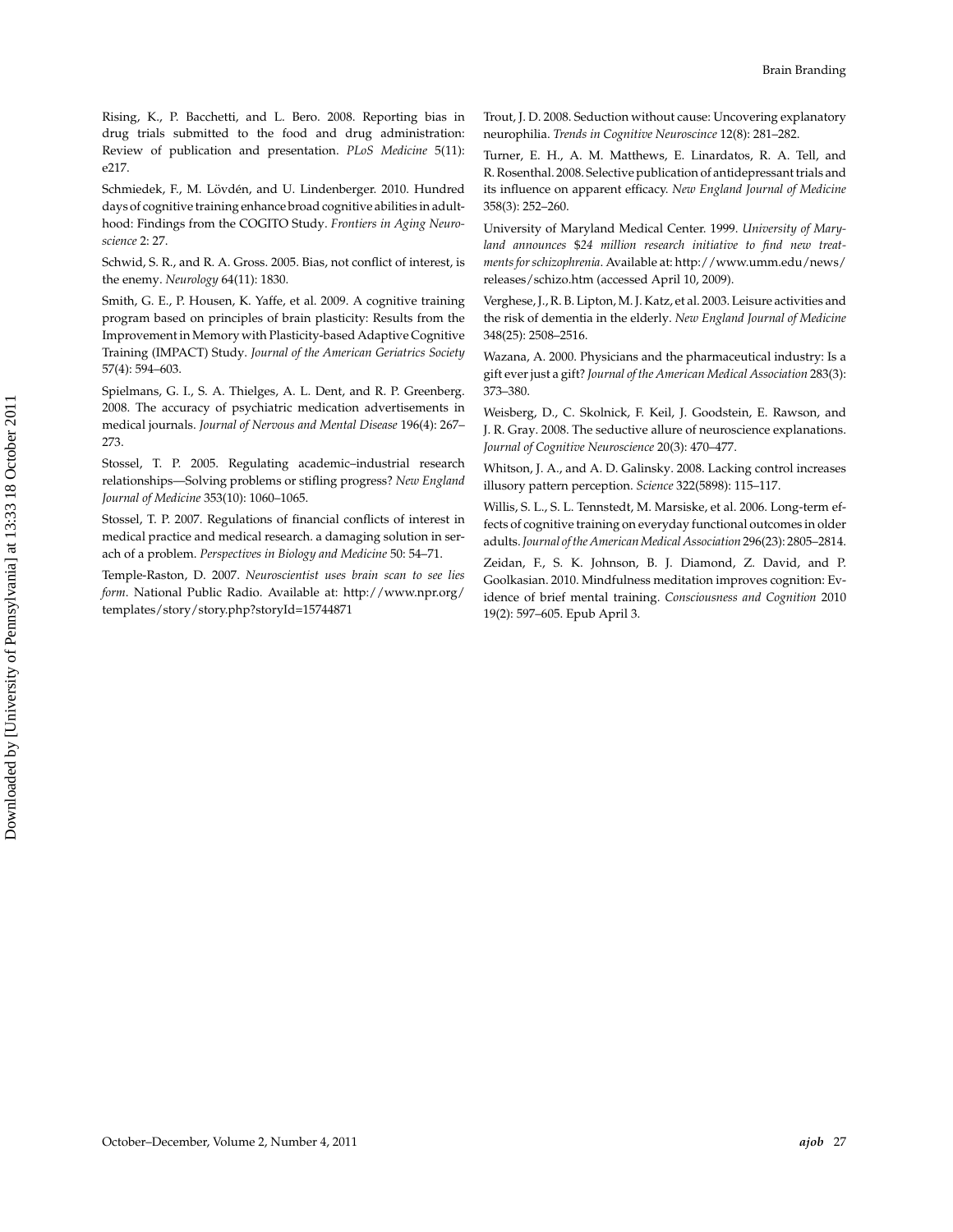Rising, K., P. Bacchetti, and L. Bero. 2008. Reporting bias in drug trials submitted to the food and drug administration: Review of publication and presentation. *PLoS Medicine* 5(11): e217.

Schmiedek, F., M. Lövdén, and U. Lindenberger. 2010. Hundred days of cognitive training enhance broad cognitive abilities in adulthood: Findings from the COGITO Study. *Frontiers in Aging Neuroscience* 2: 27.

Schwid, S. R., and R. A. Gross. 2005. Bias, not conflict of interest, is the enemy. *Neurology* 64(11): 1830.

Smith, G. E., P. Housen, K. Yaffe, et al. 2009. A cognitive training program based on principles of brain plasticity: Results from the Improvement in Memory with Plasticity-based Adaptive Cognitive Training (IMPACT) Study. *Journal of the American Geriatrics Society* 57(4): 594–603.

Spielmans, G. I., S. A. Thielges, A. L. Dent, and R. P. Greenberg. 2008. The accuracy of psychiatric medication advertisements in medical journals. *Journal of Nervous and Mental Disease* 196(4): 267–273.

Stossel, T. P. 2005. Regulating academic–industrial research relationships—Solving problems or stifling progress? *New England Journal of Medicine* 353(10): 1060–1065.

Stossel, T. P. 2007. Regulations of financial conflicts of interest in medical practice and medical research. a damaging solution in serach of a problem. *Perspectives in Biology and Medicine* 50: 54–71.

Temple-Raston, D. 2007. *Neuroscientist uses brain scan to see lies form*. National Public Radio. Available at: http://www.npr.org/templates/story/story.php?storyId=15744871

Trout, J. D. 2008. Seduction without cause: Uncovering explanatory neurophilia. *Trends in Cognitive Neuroscince* 12(8): 281–282.

Turner, E. H., A. M. Matthews, E. Linardatos, R. A. Tell, and R. Rosenthal. 2008. Selective publication of antidepressant trials and its influence on apparent efficacy. *New England Journal of Medicine* 358(3): 252–260.

University of Maryland Medical Center. 1999. *University of Maryland announces $24 million research initiative to find new treatments for schizophrenia*. Available at: http://www.umm.edu/news/releases/schizo.htm (accessed April 10, 2009).

Verghese, J., R. B. Lipton, M. J. Katz, et al. 2003. Leisure activities and the risk of dementia in the elderly. *New England Journal of Medicine* 348(25): 2508–2516.

Wazana, A. 2000. Physicians and the pharmaceutical industry: Is a gift ever just a gift? *Journal of the American Medical Association* 283(3): 373–380.

Weisberg, D., C. Skolnick, F. Keil, J. Goodstein, E. Rawson, and J. R. Gray. 2008. The seductive allure of neuroscience explanations. *Journal of Cognitive Neuroscience* 20(3): 470–477.

Whitson, J. A., and A. D. Galinsky. 2008. Lacking control increases illusory pattern perception. *Science* 322(5898): 115–117.

Willis, S. L., S. L. Tennstedt, M. Marsiske, et al. 2006. Long-term effects of cognitive training on everyday functional outcomes in older adults. *Journal of the American Medical Association* 296(23): 2805–2814.

Zeidan, F., S. K. Johnson, B. J. Diamond, Z. David, and P. Goolkasian. 2010. Mindfulness meditation improves cognition: Evidence of brief mental training. *Consciousness and Cognition* 2010 19(2): 597–605. Epub April 3.